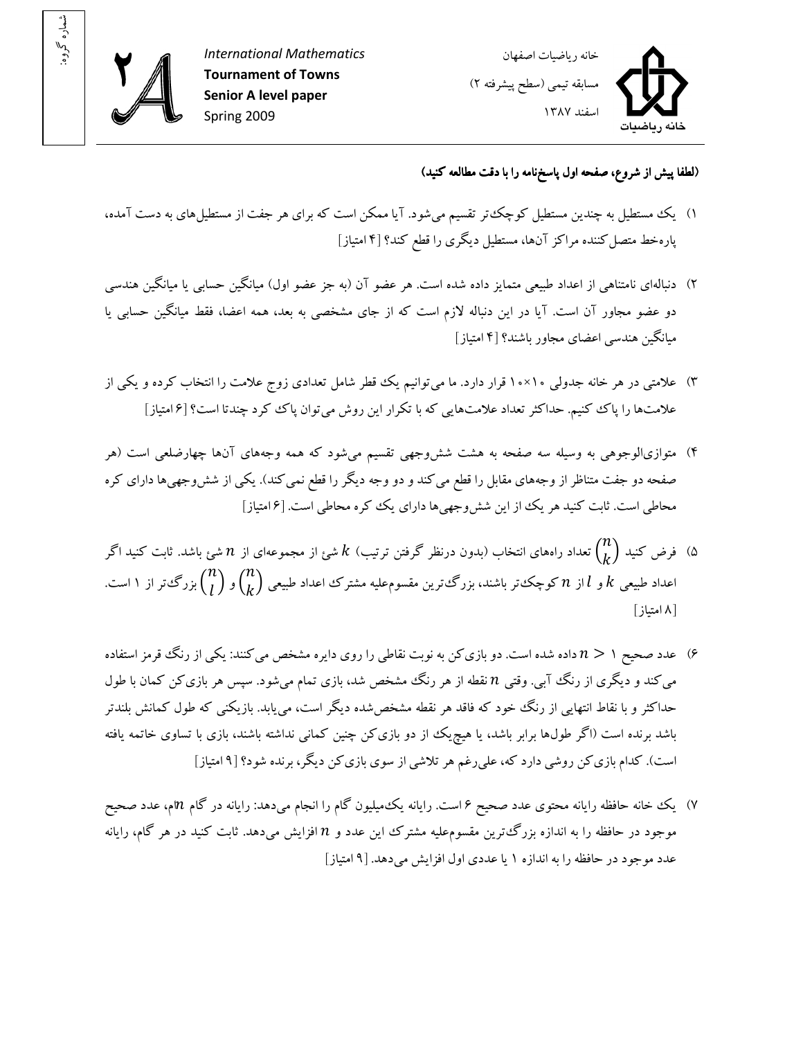شماره گروه:

**International Mathematics**
**Tournament of Towns**
**Senior A level paper**
Spring 2009

خانه ریاضیات اصفهان
مسابقه تیمی (سطح پیشرفته ۲)
اسفند ۱۳۸۷

**(لطفا پیش از شروع، صفحه اول پاسخ‌نامه را با دقت مطالعه کنید)**

۱) یک مستطیل به چندین مستطیل کوچک‌تر تقسیم می‌شود. آیا ممکن است که برای هر جفت از مستطیل‌های به دست آمده، پاره‌خط متصل‌کننده مراکز آن‌ها، مستطیل دیگری را قطع کند؟ [۴ امتیاز]

۲) دنباله‌ای نامتناهی از اعداد طبیعی متمایز داده شده است. هر عضو آن (به جز عضو اول) میانگین حسابی یا میانگین هندسی دو عضو مجاور آن است. آیا در این دنباله لازم است که از جای مشخصی به بعد، همه اعضا، فقط میانگین حسابی یا میانگین هندسی اعضای مجاور باشند؟ [۴ امتیاز]

۳) علامتی در هر خانه جدولی $10\times10$ قرار دارد. ما می‌توانیم یک قطر شامل تعدادی زوج علامت را انتخاب کرده و یکی از علامت‌ها را پاک کنیم. حداکثر تعداد علامت‌هایی که با تکرار این روش می‌توان پاک کرد چندتا است؟ [۶ امتیاز]

۴) متوازی‌الوجوهی به وسیله سه صفحه به هشت شش‌وجهی تقسیم می‌شود که همه وجه‌های آن‌ها چهارضلعی است (هر صفحه دو جفت متناظر از وجه‌های مقابل را قطع می‌کند و دو وجه دیگر را قطع نمی‌کند). یکی از شش‌وجهی‌ها دارای کره محاطی است. ثابت کنید هر یک از این شش‌وجهی‌ها دارای یک کره محاطی است. [۶ امتیاز]

۵) فرض کنید $\binom{n}{k}$ تعداد راه‌های انتخاب (بدون درنظر گرفتن ترتیب) $k$ شئ از مجموعه‌ای از $n$ شئ باشد. ثابت کنید اگر اعداد طبیعی $k$ و $l$ از $n$ کوچک‌تر باشند، بزرگ‌ترین مقسوم‌علیه مشترک اعداد طبیعی $\binom{n}{k}$ و $\binom{n}{l}$ بزرگ‌تر از ۱ است. [۸ امتیاز]

۶) عدد صحیح $n > 1$ داده شده است. دو بازی‌کن به نوبت نقاطی را روی دایره مشخص می‌کنند: یکی از رنگ قرمز استفاده می‌کند و دیگری از رنگ آبی. وقتی $n$ نقطه از هر رنگ مشخص شد، بازی تمام می‌شود. سپس هر بازی‌کن کمان با طول حداکثر و با نقاط انتهایی از رنگ خود که فاقد هر نقطه مشخص‌شده دیگر است، می‌یابد. بازیکنی که طول کمانش بلندتر باشد برنده است (اگر طول‌ها برابر باشد، یا هیچ‌یک از دو بازی‌کن چنین کمانی نداشته باشند، بازی با تساوی خاتمه یافته است). کدام بازی‌کن روشی دارد که، علی‌رغم هر تلاشی از سوی بازی‌کن دیگر، برنده شود؟ [۹ امتیاز]

۷) یک خانه حافظه رایانه محتوی عدد صحیح ۶ است. رایانه یک‌میلیون گام را انجام می‌دهد: رایانه در گام $n$ام، عدد صحیح موجود در حافظه را به اندازه بزرگ‌ترین مقسوم‌علیه مشترک این عدد و $n$ افزایش می‌دهد. ثابت کنید در هر گام، رایانه عدد موجود در حافظه را به اندازه ۱ یا عددی اول افزایش می‌دهد. [۹ امتیاز]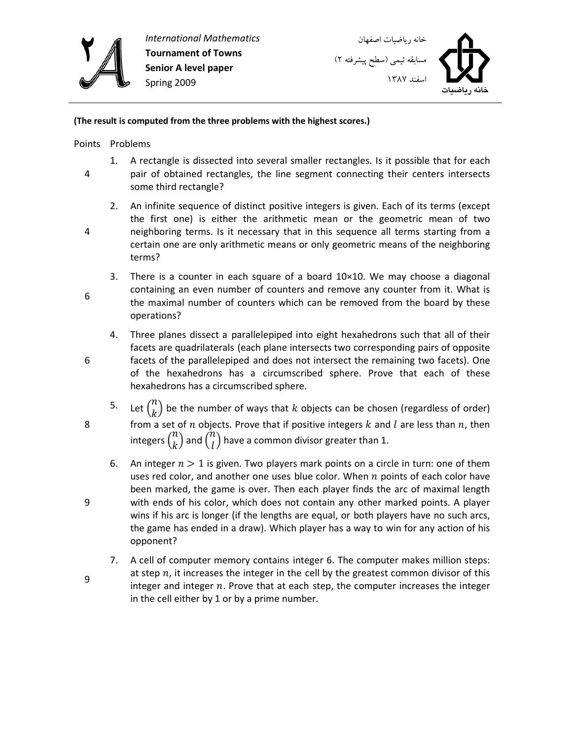*International Mathematics*
**Tournament of Towns**
**Senior A level paper**
Spring 2009

خانه ریاضیات اصفهان
مسابقه تیمی (سطح پیشرفته ۲)
اسفند ۱۳۸۷

**(The result is computed from the three problems with the highest scores.)**

| Points | Problems |
|---|---|
| 4 | 1. A rectangle is dissected into several smaller rectangles. Is it possible that for each pair of obtained rectangles, the line segment connecting their centers intersects some third rectangle? |
| 4 | 2. An infinite sequence of distinct positive integers is given. Each of its terms (except the first one) is either the arithmetic mean or the geometric mean of two neighboring terms. Is it necessary that in this sequence all terms starting from a certain one are only arithmetic means or only geometric means of the neighboring terms? |
| 6 | 3. There is a counter in each square of a board 10×10. We may choose a diagonal containing an even number of counters and remove any counter from it. What is the maximal number of counters which can be removed from the board by these operations? |
| 6 | 4. Three planes dissect a parallelepiped into eight hexahedrons such that all of their facets are quadrilaterals (each plane intersects two corresponding pairs of opposite facets of the parallelepiped and does not intersect the remaining two facets). One of the hexahedrons has a circumscribed sphere. Prove that each of these hexahedrons has a circumscribed sphere. |
| 8 | 5. Let $\binom{n}{k}$ be the number of ways that $k$ objects can be chosen (regardless of order) from a set of $n$ objects. Prove that if positive integers $k$ and $l$ are less than $n$, then integers $\binom{n}{k}$ and $\binom{n}{l}$ have a common divisor greater than 1. |
| 9 | 6. An integer $n > 1$ is given. Two players mark points on a circle in turn: one of them uses red color, and another one uses blue color. When $n$ points of each color have been marked, the game is over. Then each player finds the arc of maximal length with ends of his color, which does not contain any other marked points. A player wins if his arc is longer (if the lengths are equal, or both players have no such arcs, the game has ended in a draw). Which player has a way to win for any action of his opponent? |
| 9 | 7. A cell of computer memory contains integer 6. The computer makes million steps: at step $n$, it increases the integer in the cell by the greatest common divisor of this integer and integer $n$. Prove that at each step, the computer increases the integer in the cell either by 1 or by a prime number. |